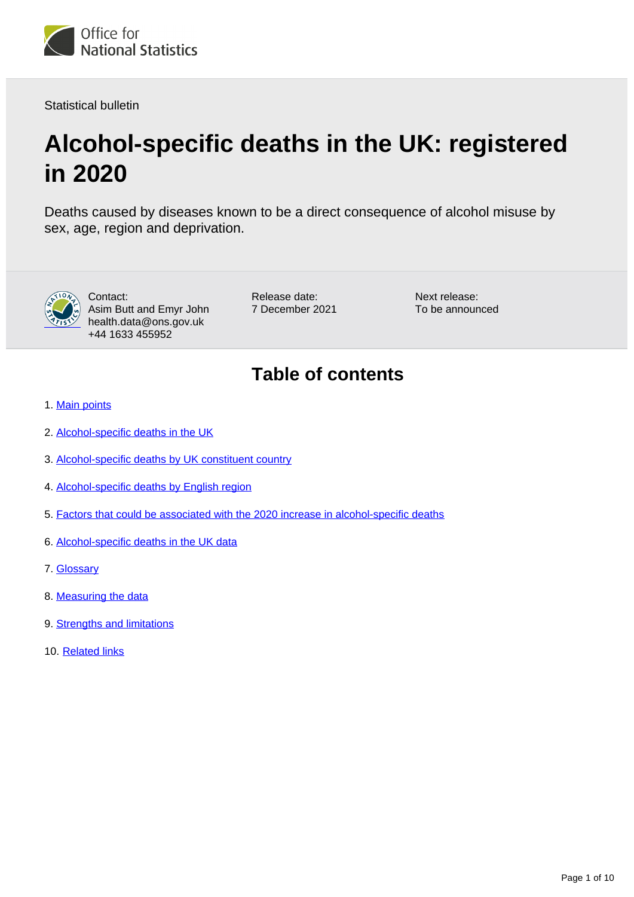Statistical bulletin

# Alcohol-specific deaths in the UK: registered in 2020

Deaths caused by diseases known to be a direct consequence of alcohol misuse by sex, age, region and deprivation.

Contact:
Asim Butt and Emyr John
health.data@ons.gov.uk
+44 1633 455952

Release date:
7 December 2021

Next release:
To be announced

## Table of contents

1. Main points
2. Alcohol-specific deaths in the UK
3. Alcohol-specific deaths by UK constituent country
4. Alcohol-specific deaths by English region
5. Factors that could be associated with the 2020 increase in alcohol-specific deaths
6. Alcohol-specific deaths in the UK data
7. Glossary
8. Measuring the data
9. Strengths and limitations
10. Related links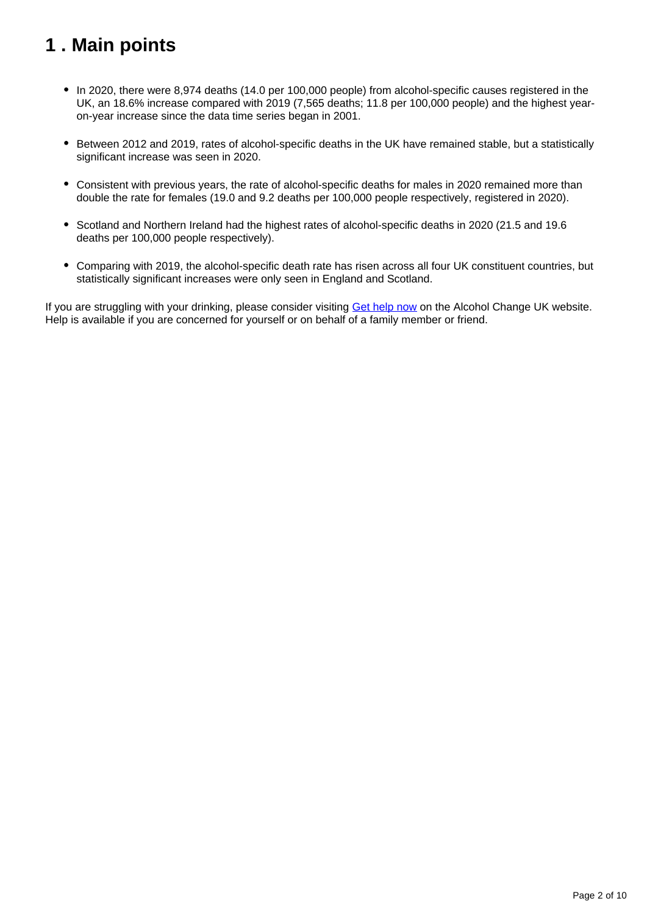# 1 . Main points

- In 2020, there were 8,974 deaths (14.0 per 100,000 people) from alcohol-specific causes registered in the UK, an 18.6% increase compared with 2019 (7,565 deaths; 11.8 per 100,000 people) and the highest year-on-year increase since the data time series began in 2001.

- Between 2012 and 2019, rates of alcohol-specific deaths in the UK have remained stable, but a statistically significant increase was seen in 2020.

- Consistent with previous years, the rate of alcohol-specific deaths for males in 2020 remained more than double the rate for females (19.0 and 9.2 deaths per 100,000 people respectively, registered in 2020).

- Scotland and Northern Ireland had the highest rates of alcohol-specific deaths in 2020 (21.5 and 19.6 deaths per 100,000 people respectively).

- Comparing with 2019, the alcohol-specific death rate has risen across all four UK constituent countries, but statistically significant increases were only seen in England and Scotland.

If you are struggling with your drinking, please consider visiting [Get help now](#) on the Alcohol Change UK website. Help is available if you are concerned for yourself or on behalf of a family member or friend.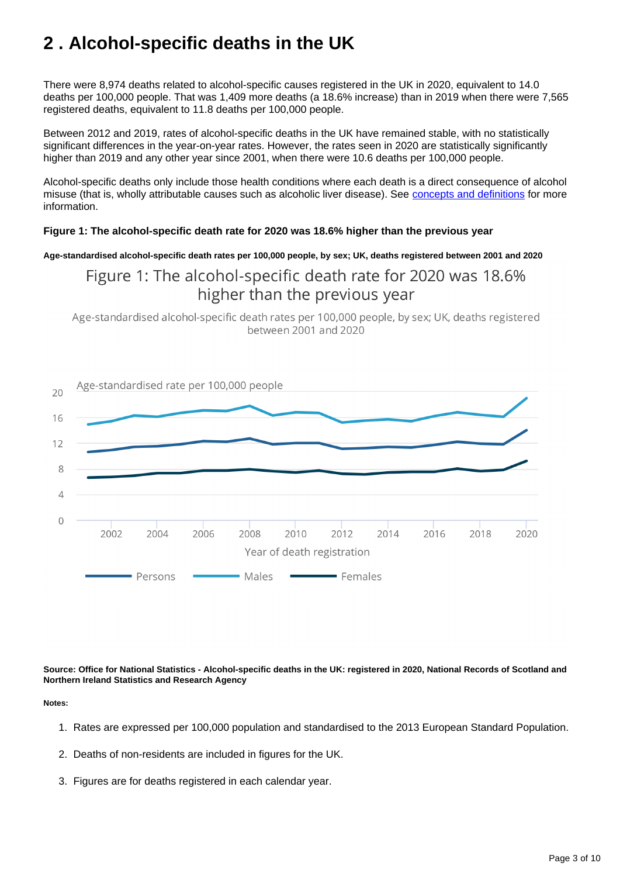## 2 . Alcohol-specific deaths in the UK

There were 8,974 deaths related to alcohol-specific causes registered in the UK in 2020, equivalent to 14.0 deaths per 100,000 people. That was 1,409 more deaths (a 18.6% increase) than in 2019 when there were 7,565 registered deaths, equivalent to 11.8 deaths per 100,000 people.

Between 2012 and 2019, rates of alcohol-specific deaths in the UK have remained stable, with no statistically significant differences in the year-on-year rates. However, the rates seen in 2020 are statistically significantly higher than 2019 and any other year since 2001, when there were 10.6 deaths per 100,000 people.

Alcohol-specific deaths only include those health conditions where each death is a direct consequence of alcohol misuse (that is, wholly attributable causes such as alcoholic liver disease). See [concepts and definitions](#) for more information.

**Figure 1: The alcohol-specific death rate for 2020 was 18.6% higher than the previous year**

**Age-standardised alcohol-specific death rates per 100,000 people, by sex; UK, deaths registered between 2001 and 2020**

Figure 1: The alcohol-specific death rate for 2020 was 18.6% higher than the previous year

Age-standardised alcohol-specific death rates per 100,000 people, by sex; UK, deaths registered between 2001 and 2020

Age-standardised rate per 100,000 people

Year of death registration

Persons Males Females

**Source: Office for National Statistics - Alcohol-specific deaths in the UK: registered in 2020, National Records of Scotland and Northern Ireland Statistics and Research Agency**

**Notes:**

1. Rates are expressed per 100,000 population and standardised to the 2013 European Standard Population.
2. Deaths of non-residents are included in figures for the UK.
3. Figures are for deaths registered in each calendar year.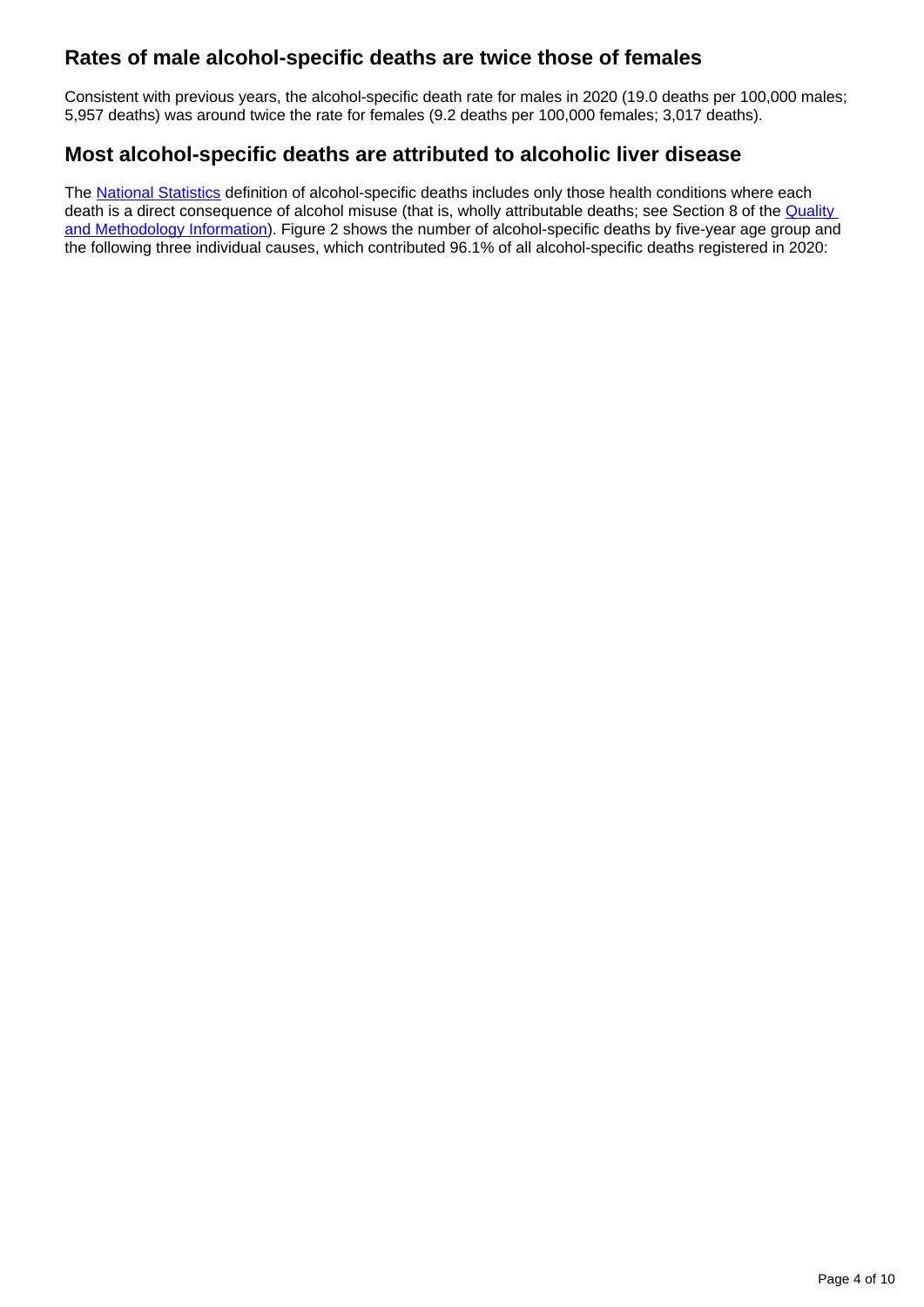## Rates of male alcohol-specific deaths are twice those of females

Consistent with previous years, the alcohol-specific death rate for males in 2020 (19.0 deaths per 100,000 males; 5,957 deaths) was around twice the rate for females (9.2 deaths per 100,000 females; 3,017 deaths).

## Most alcohol-specific deaths are attributed to alcoholic liver disease

The [National Statistics](#) definition of alcohol-specific deaths includes only those health conditions where each death is a direct consequence of alcohol misuse (that is, wholly attributable deaths; see Section 8 of the [Quality and Methodology Information](#)). Figure 2 shows the number of alcohol-specific deaths by five-year age group and the following three individual causes, which contributed 96.1% of all alcohol-specific deaths registered in 2020: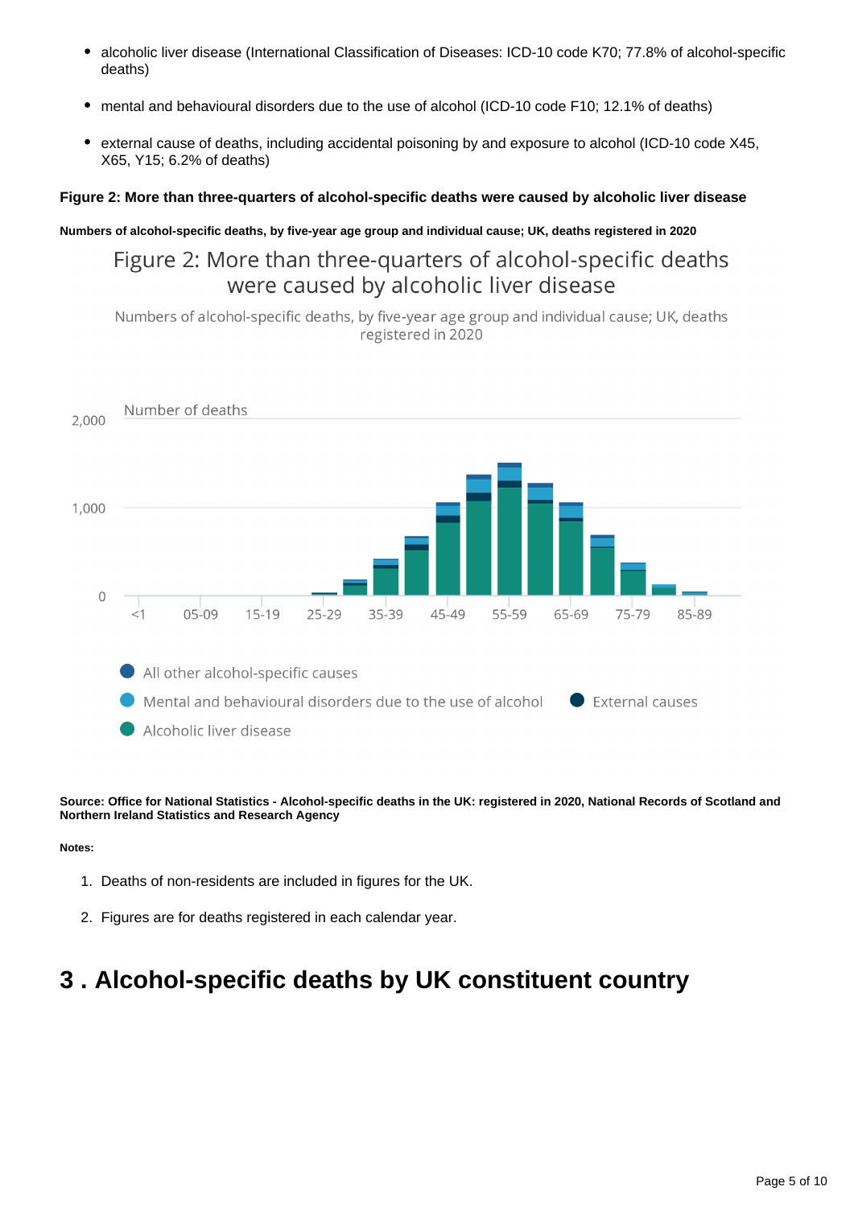- alcoholic liver disease (International Classification of Diseases: ICD-10 code K70; 77.8% of alcohol-specific deaths)
- mental and behavioural disorders due to the use of alcohol (ICD-10 code F10; 12.1% of deaths)
- external cause of deaths, including accidental poisoning by and exposure to alcohol (ICD-10 code X45, X65, Y15; 6.2% of deaths)

**Figure 2: More than three-quarters of alcohol-specific deaths were caused by alcoholic liver disease**

**Numbers of alcohol-specific deaths, by five-year age group and individual cause; UK, deaths registered in 2020**

Figure 2: More than three-quarters of alcohol-specific deaths were caused by alcoholic liver disease

Numbers of alcohol-specific deaths, by five-year age group and individual cause; UK, deaths registered in 2020

Number of deaths

2,000

1,000

0

<1 05-09 15-19 25-29 35-39 45-49 55-59 65-69 75-79 85-89

All other alcohol-specific causes

Mental and behavioural disorders due to the use of alcohol

External causes

Alcoholic liver disease

**Source: Office for National Statistics - Alcohol-specific deaths in the UK: registered in 2020, National Records of Scotland and Northern Ireland Statistics and Research Agency**

**Notes:**

1. Deaths of non-residents are included in figures for the UK.
2. Figures are for deaths registered in each calendar year.

# 3 . Alcohol-specific deaths by UK constituent country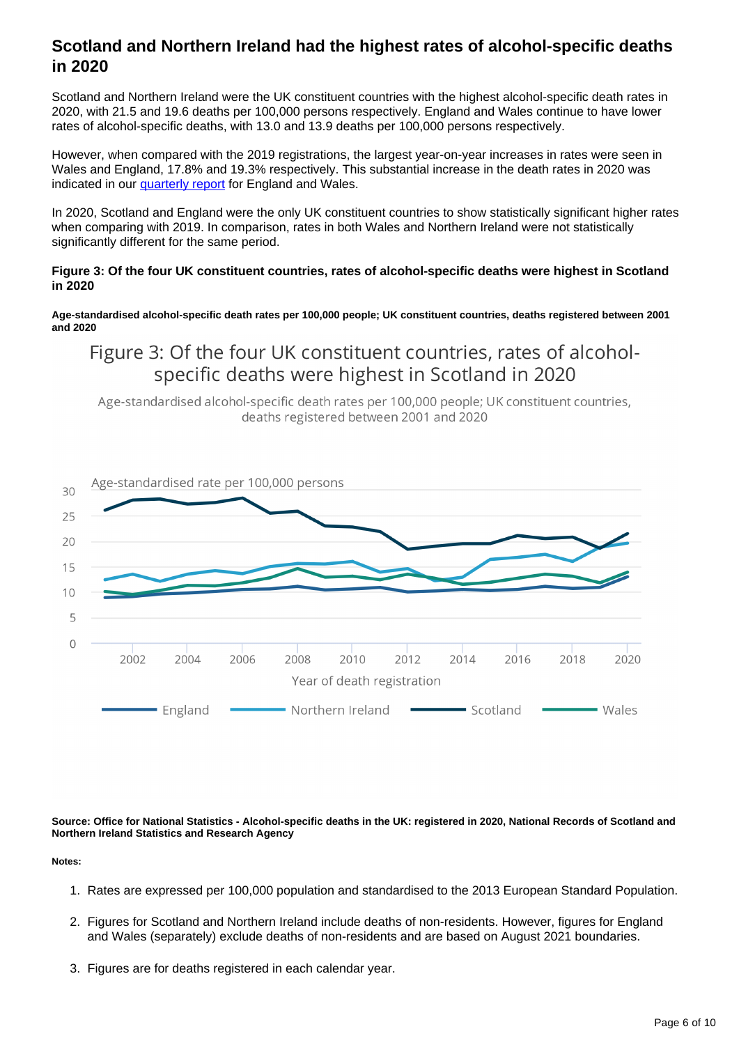## Scotland and Northern Ireland had the highest rates of alcohol-specific deaths in 2020

Scotland and Northern Ireland were the UK constituent countries with the highest alcohol-specific death rates in 2020, with 21.5 and 19.6 deaths per 100,000 persons respectively. England and Wales continue to have lower rates of alcohol-specific deaths, with 13.0 and 13.9 deaths per 100,000 persons respectively.

However, when compared with the 2019 registrations, the largest year-on-year increases in rates were seen in Wales and England, 17.8% and 19.3% respectively. This substantial increase in the death rates in 2020 was indicated in our quarterly report for England and Wales.

In 2020, Scotland and England were the only UK constituent countries to show statistically significant higher rates when comparing with 2019. In comparison, rates in both Wales and Northern Ireland were not statistically significantly different for the same period.

**Figure 3: Of the four UK constituent countries, rates of alcohol-specific deaths were highest in Scotland in 2020**

**Age-standardised alcohol-specific death rates per 100,000 people; UK constituent countries, deaths registered between 2001 and 2020**

Figure 3: Of the four UK constituent countries, rates of alcohol-specific deaths were highest in Scotland in 2020

Age-standardised alcohol-specific death rates per 100,000 people; UK constituent countries, deaths registered between 2001 and 2020

**Source: Office for National Statistics - Alcohol-specific deaths in the UK: registered in 2020, National Records of Scotland and Northern Ireland Statistics and Research Agency**

**Notes:**

1. Rates are expressed per 100,000 population and standardised to the 2013 European Standard Population.
2. Figures for Scotland and Northern Ireland include deaths of non-residents. However, figures for England and Wales (separately) exclude deaths of non-residents and are based on August 2021 boundaries.
3. Figures are for deaths registered in each calendar year.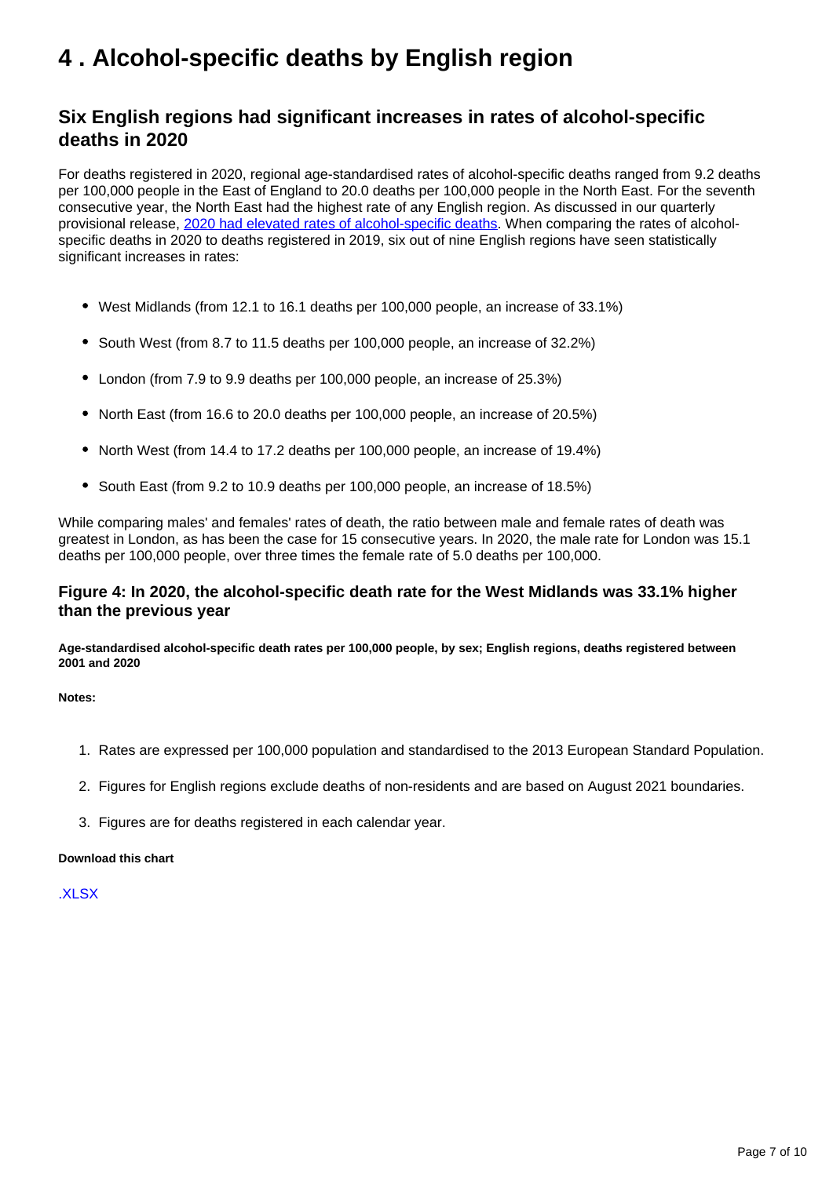# 4 . Alcohol-specific deaths by English region

## Six English regions had significant increases in rates of alcohol-specific deaths in 2020

For deaths registered in 2020, regional age-standardised rates of alcohol-specific deaths ranged from 9.2 deaths per 100,000 people in the East of England to 20.0 deaths per 100,000 people in the North East. For the seventh consecutive year, the North East had the highest rate of any English region. As discussed in our quarterly provisional release, [2020 had elevated rates of alcohol-specific deaths](). When comparing the rates of alcohol-specific deaths in 2020 to deaths registered in 2019, six out of nine English regions have seen statistically significant increases in rates:

- West Midlands (from 12.1 to 16.1 deaths per 100,000 people, an increase of 33.1%)
- South West (from 8.7 to 11.5 deaths per 100,000 people, an increase of 32.2%)
- London (from 7.9 to 9.9 deaths per 100,000 people, an increase of 25.3%)
- North East (from 16.6 to 20.0 deaths per 100,000 people, an increase of 20.5%)
- North West (from 14.4 to 17.2 deaths per 100,000 people, an increase of 19.4%)
- South East (from 9.2 to 10.9 deaths per 100,000 people, an increase of 18.5%)

While comparing males' and females' rates of death, the ratio between male and female rates of death was greatest in London, as has been the case for 15 consecutive years. In 2020, the male rate for London was 15.1 deaths per 100,000 people, over three times the female rate of 5.0 deaths per 100,000.

### Figure 4: In 2020, the alcohol-specific death rate for the West Midlands was 33.1% higher than the previous year

**Age-standardised alcohol-specific death rates per 100,000 people, by sex; English regions, deaths registered between 2001 and 2020**

**Notes:**

1. Rates are expressed per 100,000 population and standardised to the 2013 European Standard Population.
2. Figures for English regions exclude deaths of non-residents and are based on August 2021 boundaries.
3. Figures are for deaths registered in each calendar year.

**Download this chart**

[.XLSX]()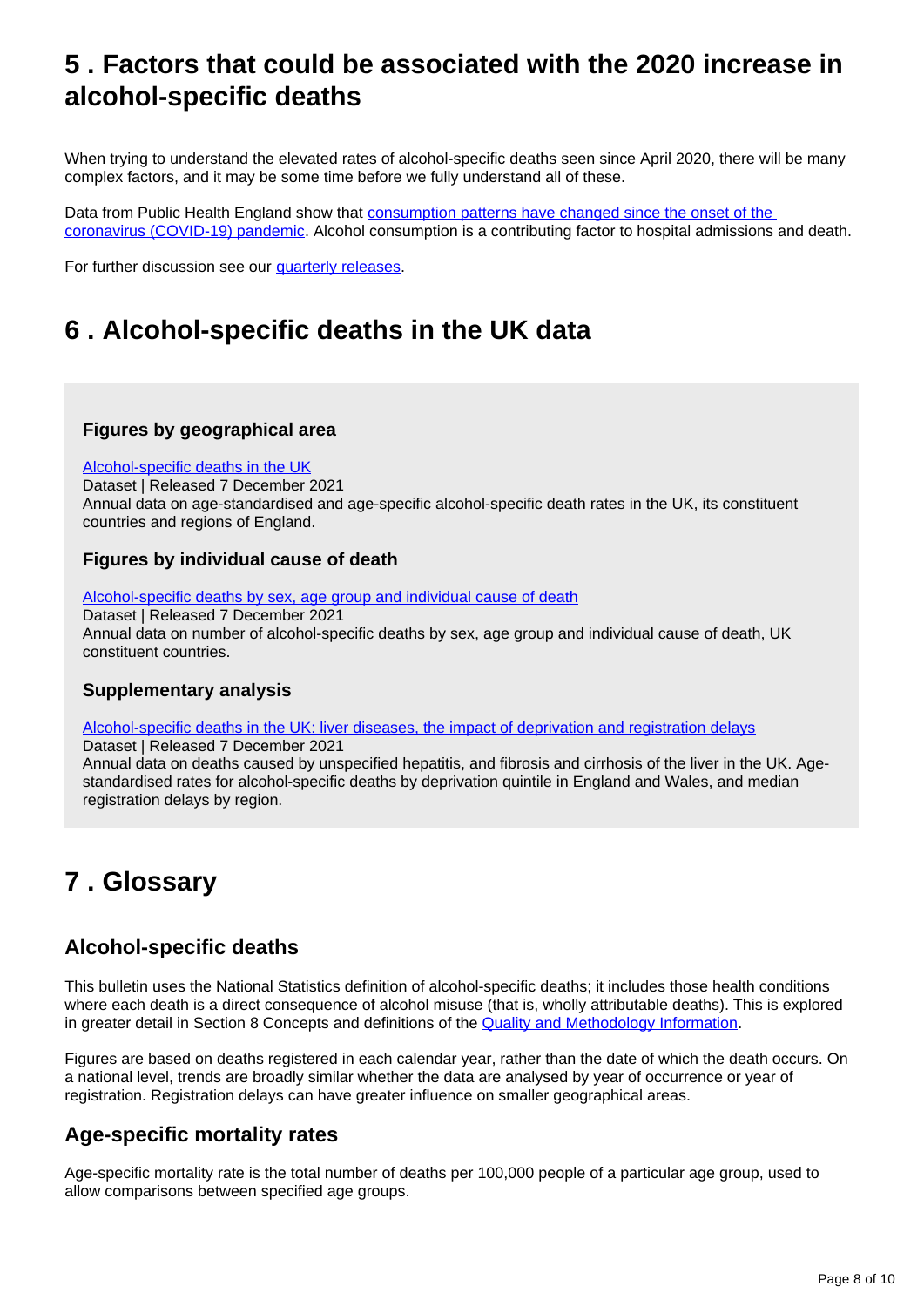## 5 . Factors that could be associated with the 2020 increase in alcohol-specific deaths

When trying to understand the elevated rates of alcohol-specific deaths seen since April 2020, there will be many complex factors, and it may be some time before we fully understand all of these.

Data from Public Health England show that [consumption patterns have changed since the onset of the coronavirus (COVID-19) pandemic](). Alcohol consumption is a contributing factor to hospital admissions and death.

For further discussion see our [quarterly releases]().

## 6 . Alcohol-specific deaths in the UK data

### Figures by geographical area

[Alcohol-specific deaths in the UK]()
Dataset | Released 7 December 2021
Annual data on age-standardised and age-specific alcohol-specific death rates in the UK, its constituent countries and regions of England.

### Figures by individual cause of death

[Alcohol-specific deaths by sex, age group and individual cause of death]()
Dataset | Released 7 December 2021
Annual data on number of alcohol-specific deaths by sex, age group and individual cause of death, UK constituent countries.

### Supplementary analysis

[Alcohol-specific deaths in the UK: liver diseases, the impact of deprivation and registration delays]()
Dataset | Released 7 December 2021
Annual data on deaths caused by unspecified hepatitis, and fibrosis and cirrhosis of the liver in the UK. Age-standardised rates for alcohol-specific deaths by deprivation quintile in England and Wales, and median registration delays by region.

## 7 . Glossary

### Alcohol-specific deaths

This bulletin uses the National Statistics definition of alcohol-specific deaths; it includes those health conditions where each death is a direct consequence of alcohol misuse (that is, wholly attributable deaths). This is explored in greater detail in Section 8 Concepts and definitions of the [Quality and Methodology Information]().

Figures are based on deaths registered in each calendar year, rather than the date of which the death occurs. On a national level, trends are broadly similar whether the data are analysed by year of occurrence or year of registration. Registration delays can have greater influence on smaller geographical areas.

### Age-specific mortality rates

Age-specific mortality rate is the total number of deaths per 100,000 people of a particular age group, used to allow comparisons between specified age groups.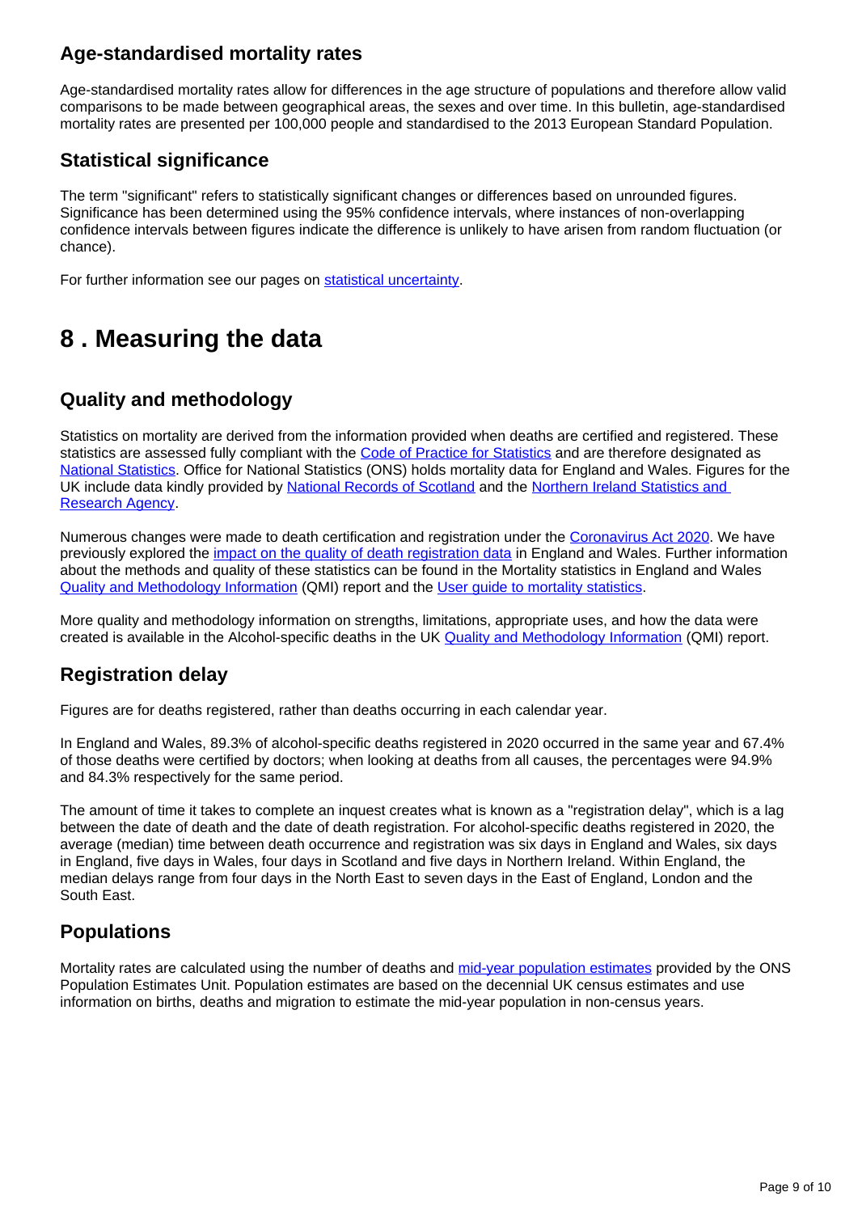### Age-standardised mortality rates

Age-standardised mortality rates allow for differences in the age structure of populations and therefore allow valid comparisons to be made between geographical areas, the sexes and over time. In this bulletin, age-standardised mortality rates are presented per 100,000 people and standardised to the 2013 European Standard Population.

### Statistical significance

The term "significant" refers to statistically significant changes or differences based on unrounded figures. Significance has been determined using the 95% confidence intervals, where instances of non-overlapping confidence intervals between figures indicate the difference is unlikely to have arisen from random fluctuation (or chance).

For further information see our pages on statistical uncertainty.

## 8 . Measuring the data

### Quality and methodology

Statistics on mortality are derived from the information provided when deaths are certified and registered. These statistics are assessed fully compliant with the Code of Practice for Statistics and are therefore designated as National Statistics. Office for National Statistics (ONS) holds mortality data for England and Wales. Figures for the UK include data kindly provided by National Records of Scotland and the Northern Ireland Statistics and Research Agency.

Numerous changes were made to death certification and registration under the Coronavirus Act 2020. We have previously explored the impact on the quality of death registration data in England and Wales. Further information about the methods and quality of these statistics can be found in the Mortality statistics in England and Wales Quality and Methodology Information (QMI) report and the User guide to mortality statistics.

More quality and methodology information on strengths, limitations, appropriate uses, and how the data were created is available in the Alcohol-specific deaths in the UK Quality and Methodology Information (QMI) report.

### Registration delay

Figures are for deaths registered, rather than deaths occurring in each calendar year.

In England and Wales, 89.3% of alcohol-specific deaths registered in 2020 occurred in the same year and 67.4% of those deaths were certified by doctors; when looking at deaths from all causes, the percentages were 94.9% and 84.3% respectively for the same period.

The amount of time it takes to complete an inquest creates what is known as a "registration delay", which is a lag between the date of death and the date of death registration. For alcohol-specific deaths registered in 2020, the average (median) time between death occurrence and registration was six days in England and Wales, six days in England, five days in Wales, four days in Scotland and five days in Northern Ireland. Within England, the median delays range from four days in the North East to seven days in the East of England, London and the South East.

### Populations

Mortality rates are calculated using the number of deaths and mid-year population estimates provided by the ONS Population Estimates Unit. Population estimates are based on the decennial UK census estimates and use information on births, deaths and migration to estimate the mid-year population in non-census years.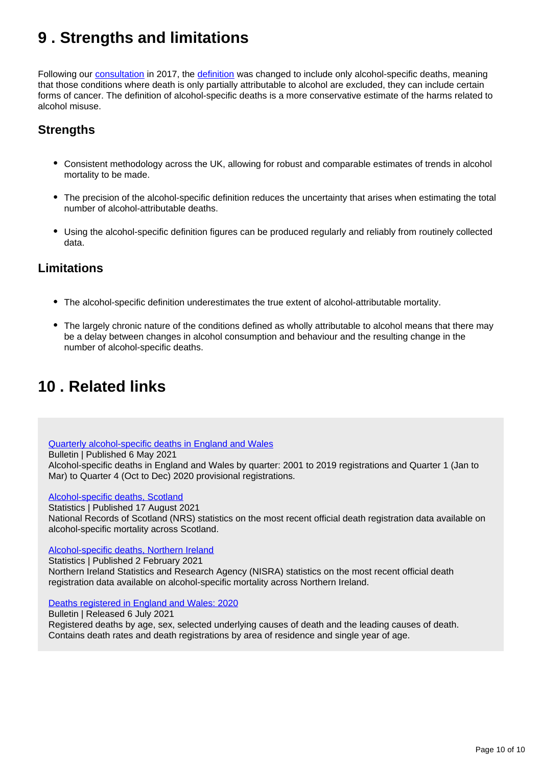# 9 . Strengths and limitations

Following our consultation in 2017, the definition was changed to include only alcohol-specific deaths, meaning that those conditions where death is only partially attributable to alcohol are excluded, they can include certain forms of cancer. The definition of alcohol-specific deaths is a more conservative estimate of the harms related to alcohol misuse.

## Strengths

- Consistent methodology across the UK, allowing for robust and comparable estimates of trends in alcohol mortality to be made.
- The precision of the alcohol-specific definition reduces the uncertainty that arises when estimating the total number of alcohol-attributable deaths.
- Using the alcohol-specific definition figures can be produced regularly and reliably from routinely collected data.

## Limitations

- The alcohol-specific definition underestimates the true extent of alcohol-attributable mortality.
- The largely chronic nature of the conditions defined as wholly attributable to alcohol means that there may be a delay between changes in alcohol consumption and behaviour and the resulting change in the number of alcohol-specific deaths.

# 10 . Related links

Quarterly alcohol-specific deaths in England and Wales
Bulletin | Published 6 May 2021
Alcohol-specific deaths in England and Wales by quarter: 2001 to 2019 registrations and Quarter 1 (Jan to Mar) to Quarter 4 (Oct to Dec) 2020 provisional registrations.

Alcohol-specific deaths, Scotland
Statistics | Published 17 August 2021
National Records of Scotland (NRS) statistics on the most recent official death registration data available on alcohol-specific mortality across Scotland.

Alcohol-specific deaths, Northern Ireland
Statistics | Published 2 February 2021
Northern Ireland Statistics and Research Agency (NISRA) statistics on the most recent official death registration data available on alcohol-specific mortality across Northern Ireland.

Deaths registered in England and Wales: 2020
Bulletin | Released 6 July 2021
Registered deaths by age, sex, selected underlying causes of death and the leading causes of death. Contains death rates and death registrations by area of residence and single year of age.